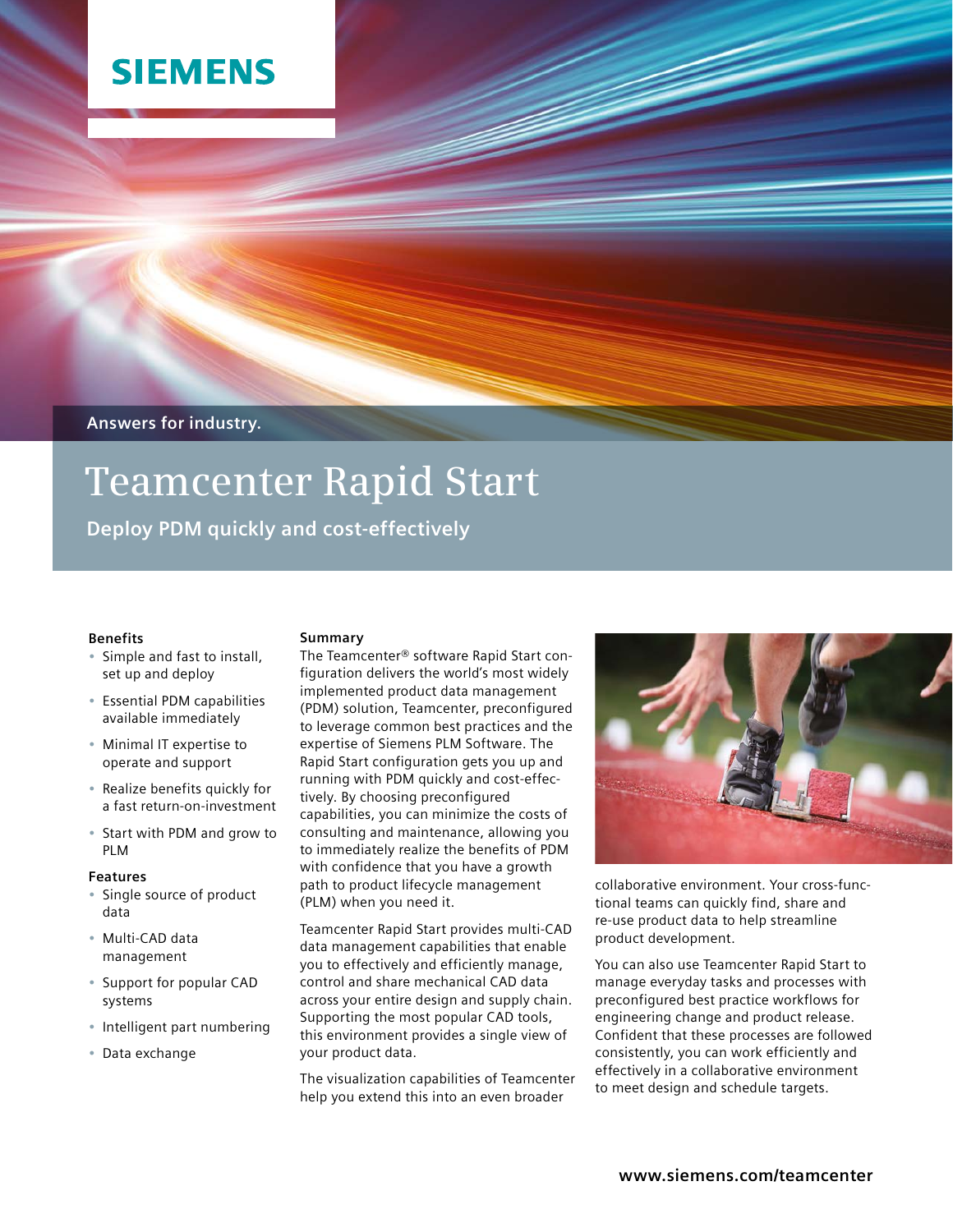SIEMENS

Answers for industry.

# Teamcenter Rapid Start

**Deploy PDM quickly and cost-effectively**

### Benefits

- Simple and fast to install, set up and deploy
- Essential PDM capabilities available immediately
- Minimal IT expertise to operate and support
- Realize benefits quickly for a fast return-on-investment
- Start with PDM and grow to PLM

### Features

- Single source of product data
- Multi-CAD data management
- Support for popular CAD systems
- Intelligent part numbering
- Data exchange

### Summary

The Teamcenter® software Rapid Start configuration delivers the world's most widely implemented product data management (PDM) solution, Teamcenter, preconfigured to leverage common best practices and the expertise of Siemens PLM Software. The Rapid Start configuration gets you up and running with PDM quickly and cost-effectively. By choosing preconfigured capabilities, you can minimize the costs of consulting and maintenance, allowing you to immediately realize the benefits of PDM with confidence that you have a growth path to product lifecycle management (PLM) when you need it.

Teamcenter Rapid Start provides multi-CAD data management capabilities that enable you to effectively and efficiently manage, control and share mechanical CAD data across your entire design and supply chain. Supporting the most popular CAD tools, this environment provides a single view of your product data.

The visualization capabilities of Teamcenter help you extend this into an even broader collaborative environment. Your cross-functional teams can quickly find, share and re-use product data to help streamline product development.

You can also use Teamcenter Rapid Start to manage everyday tasks and processes with preconfigured best practice workflows for engineering change and product release. Confident that these processes are followed consistently, you can work efficiently and effectively in a collaborative environment to meet design and schedule targets.

**www.siemens.com/teamcenter**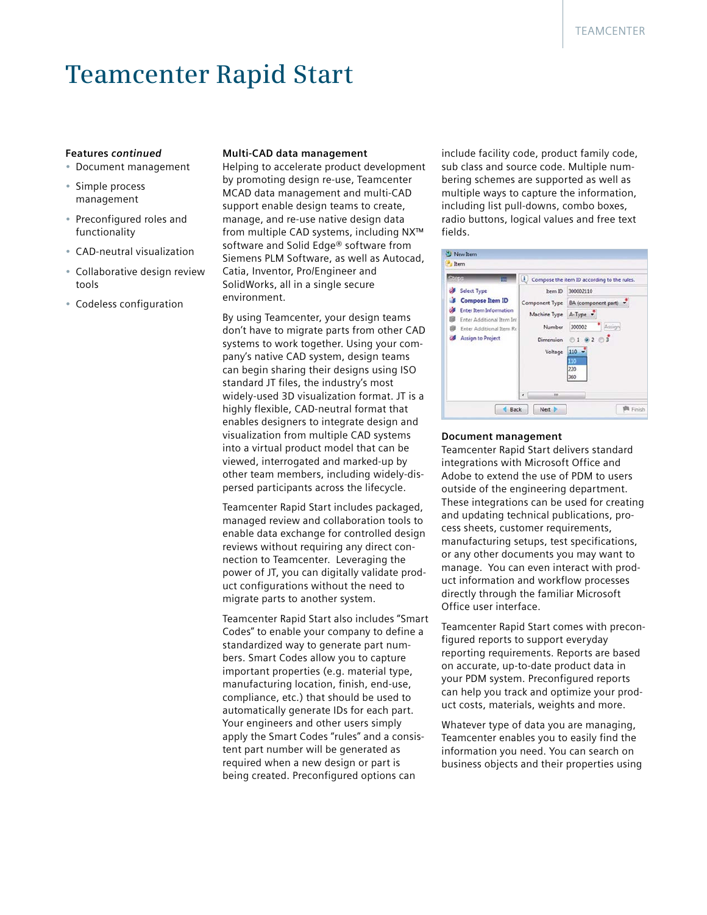# Teamcenter Rapid Start

**Features *continued***

- Document management
- Simple process management
- Preconfigured roles and functionality
- CAD-neutral visualization
- Collaborative design review tools
- Codeless configuration

**Multi-CAD data management**

Helping to accelerate product development by promoting design re-use, Teamcenter MCAD data management and multi-CAD support enable design teams to create, manage, and re-use native design data from multiple CAD systems, including NX™ software and Solid Edge® software from Siemens PLM Software, as well as Autocad, Catia, Inventor, Pro/Engineer and SolidWorks, all in a single secure environment.

By using Teamcenter, your design teams don't have to migrate parts from other CAD systems to work together. Using your company's native CAD system, design teams can begin sharing their designs using ISO standard JT files, the industry's most widely-used 3D visualization format. JT is a highly flexible, CAD-neutral format that enables designers to integrate design and visualization from multiple CAD systems into a virtual product model that can be viewed, interrogated and marked-up by other team members, including widely-dispersed participants across the lifecycle.

Teamcenter Rapid Start includes packaged, managed review and collaboration tools to enable data exchange for controlled design reviews without requiring any direct connection to Teamcenter. Leveraging the power of JT, you can digitally validate product configurations without the need to migrate parts to another system.

Teamcenter Rapid Start also includes "Smart Codes" to enable your company to define a standardized way to generate part numbers. Smart Codes allow you to capture important properties (e.g. material type, manufacturing location, finish, end-use, compliance, etc.) that should be used to automatically generate IDs for each part. Your engineers and other users simply apply the Smart Codes "rules" and a consistent part number will be generated as required when a new design or part is being created. Preconfigured options can include facility code, product family code, sub class and source code. Multiple numbering schemes are supported as well as multiple ways to capture the information, including list pull-downs, combo boxes, radio buttons, logical values and free text fields.

**Document management**

Teamcenter Rapid Start delivers standard integrations with Microsoft Office and Adobe to extend the use of PDM to users outside of the engineering department. These integrations can be used for creating and updating technical publications, process sheets, customer requirements, manufacturing setups, test specifications, or any other documents you may want to manage. You can even interact with product information and workflow processes directly through the familiar Microsoft Office user interface.

Teamcenter Rapid Start comes with preconfigured reports to support everyday reporting requirements. Reports are based on accurate, up-to-date product data in your PDM system. Preconfigured reports can help you track and optimize your product costs, materials, weights and more.

Whatever type of data you are managing, Teamcenter enables you to easily find the information you need. You can search on business objects and their properties using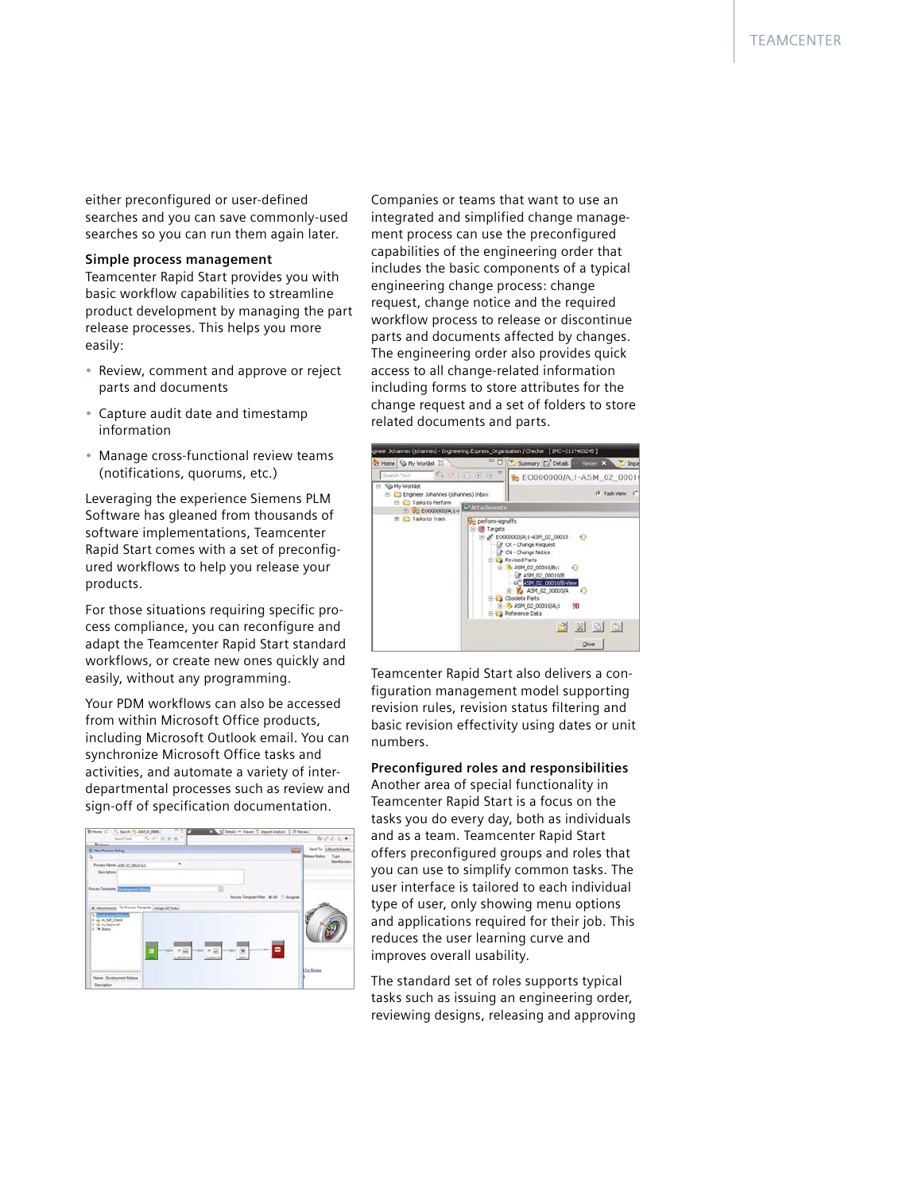either preconfigured or user-defined searches and you can save commonly-used searches so you can run them again later.

**Simple process management**

Teamcenter Rapid Start provides you with basic workflow capabilities to streamline product development by managing the part release processes. This helps you more easily:

- Review, comment and approve or reject parts and documents
- Capture audit date and timestamp information
- Manage cross-functional review teams (notifications, quorums, etc.)

Leveraging the experience Siemens PLM Software has gleaned from thousands of software implementations, Teamcenter Rapid Start comes with a set of preconfigured workflows to help you release your products.

For those situations requiring specific process compliance, you can reconfigure and adapt the Teamcenter Rapid Start standard workflows, or create new ones quickly and easily, without any programming.

Your PDM workflows can also be accessed from within Microsoft Office products, including Microsoft Outlook email. You can synchronize Microsoft Office tasks and activities, and automate a variety of inter-departmental processes such as review and sign-off of specification documentation.

Companies or teams that want to use an integrated and simplified change management process can use the preconfigured capabilities of the engineering order that includes the basic components of a typical engineering change process: change request, change notice and the required workflow process to release or discontinue parts and documents affected by changes. The engineering order also provides quick access to all change-related information including forms to store attributes for the change request and a set of folders to store related documents and parts.

Teamcenter Rapid Start also delivers a configuration management model supporting revision rules, revision status filtering and basic revision effectivity using dates or unit numbers.

**Preconfigured roles and responsibilities**

Another area of special functionality in Teamcenter Rapid Start is a focus on the tasks you do every day, both as individuals and as a team. Teamcenter Rapid Start offers preconfigured groups and roles that you can use to simplify common tasks. The user interface is tailored to each individual type of user, only showing menu options and applications required for their job. This reduces the user learning curve and improves overall usability.

The standard set of roles supports typical tasks such as issuing an engineering order, reviewing designs, releasing and approving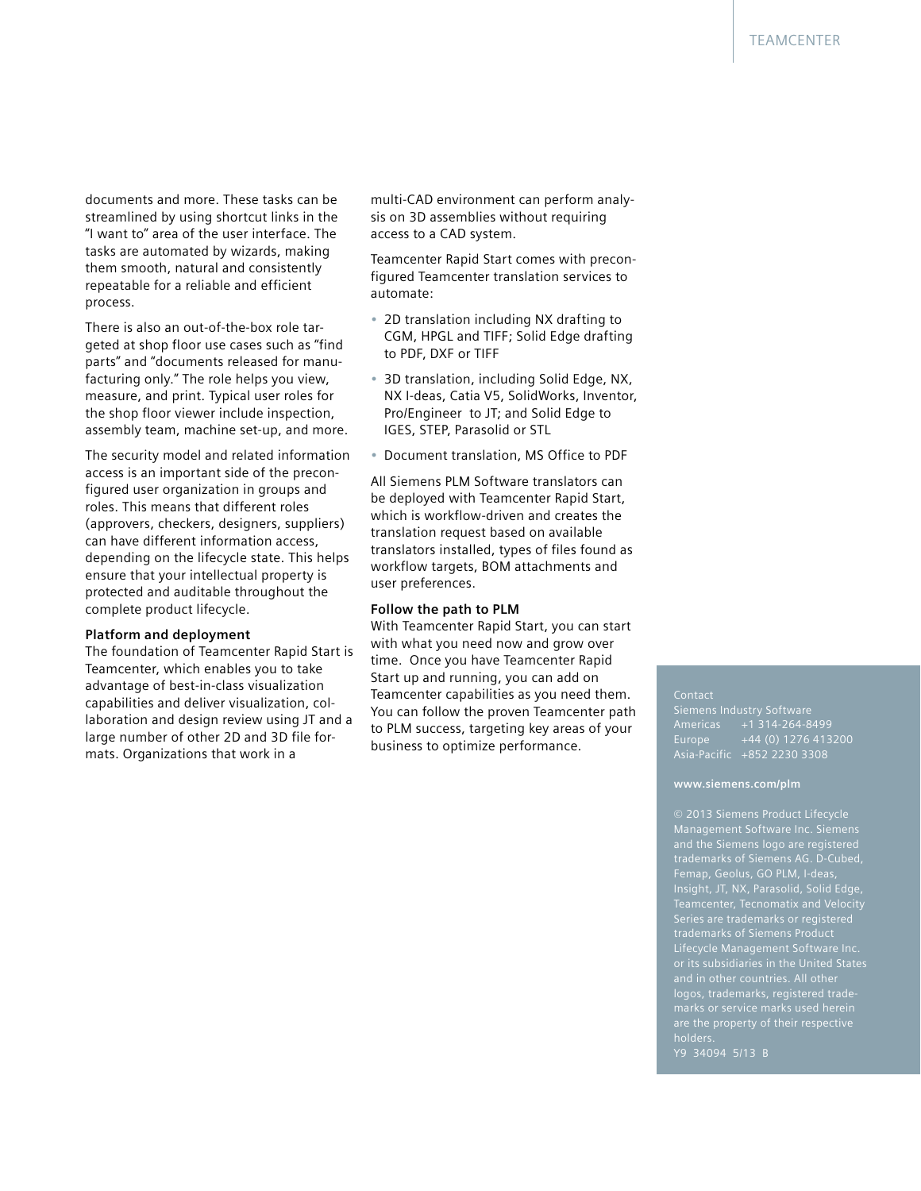documents and more. These tasks can be streamlined by using shortcut links in the "I want to" area of the user interface. The tasks are automated by wizards, making them smooth, natural and consistently repeatable for a reliable and efficient process.

There is also an out-of-the-box role targeted at shop floor use cases such as "find parts" and "documents released for manufacturing only." The role helps you view, measure, and print. Typical user roles for the shop floor viewer include inspection, assembly team, machine set-up, and more.

The security model and related information access is an important side of the preconfigured user organization in groups and roles. This means that different roles (approvers, checkers, designers, suppliers) can have different information access, depending on the lifecycle state. This helps ensure that your intellectual property is protected and auditable throughout the complete product lifecycle.

**Platform and deployment**

The foundation of Teamcenter Rapid Start is Teamcenter, which enables you to take advantage of best-in-class visualization capabilities and deliver visualization, collaboration and design review using JT and a large number of other 2D and 3D file formats. Organizations that work in a multi-CAD environment can perform analysis on 3D assemblies without requiring access to a CAD system.

Teamcenter Rapid Start comes with preconfigured Teamcenter translation services to automate:

- 2D translation including NX drafting to CGM, HPGL and TIFF; Solid Edge drafting to PDF, DXF or TIFF
- 3D translation, including Solid Edge, NX, NX I-deas, Catia V5, SolidWorks, Inventor, Pro/Engineer to JT; and Solid Edge to IGES, STEP, Parasolid or STL
- Document translation, MS Office to PDF

All Siemens PLM Software translators can be deployed with Teamcenter Rapid Start, which is workflow-driven and creates the translation request based on available translators installed, types of files found as workflow targets, BOM attachments and user preferences.

**Follow the path to PLM**

With Teamcenter Rapid Start, you can start with what you need now and grow over time. Once you have Teamcenter Rapid Start up and running, you can add on Teamcenter capabilities as you need them. You can follow the proven Teamcenter path to PLM success, targeting key areas of your business to optimize performance.

Contact
Siemens Industry Software
Americas +1 314-264-8499
Europe +44 (0) 1276 413200
Asia-Pacific +852 2230 3308

**www.siemens.com/plm**

© 2013 Siemens Product Lifecycle Management Software Inc. Siemens and the Siemens logo are registered trademarks of Siemens AG. D-Cubed, Femap, Geolus, GO PLM, I-deas, Insight, JT, NX, Parasolid, Solid Edge, Teamcenter, Tecnomatix and Velocity Series are trademarks or registered trademarks of Siemens Product Lifecycle Management Software Inc. or its subsidiaries in the United States and in other countries. All other logos, trademarks, registered trademarks or service marks used herein are the property of their respective holders.
Y9 34094 5/13 B